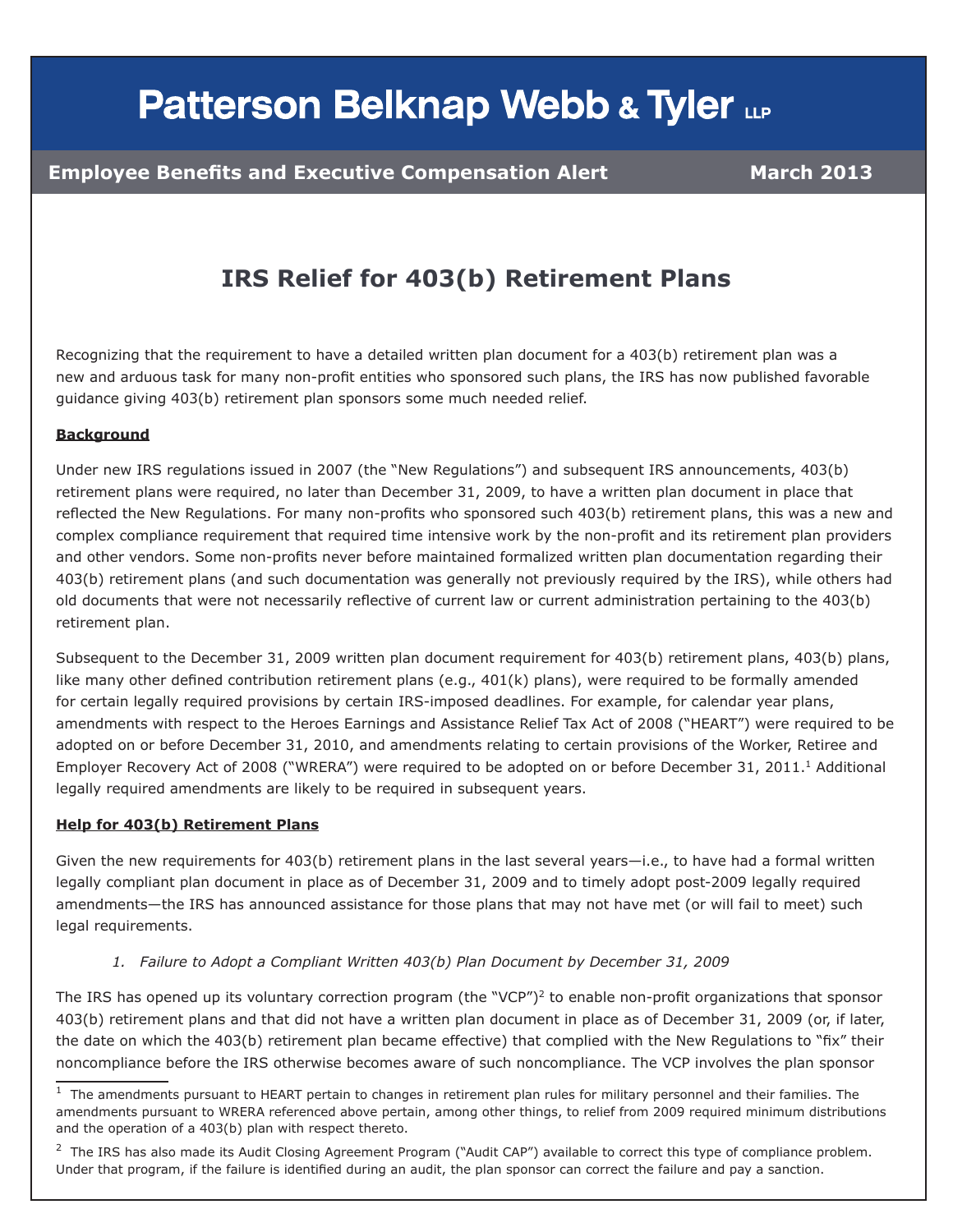# Patterson Belknap Webb & Tyler LLP

**Employee Benefits and Executive Compensation Alert** **March 2013**

## IRS Relief for 403(b) Retirement Plans

Recognizing that the requirement to have a detailed written plan document for a 403(b) retirement plan was a new and arduous task for many non-profit entities who sponsored such plans, the IRS has now published favorable guidance giving 403(b) retirement plan sponsors some much needed relief.

### Background

Under new IRS regulations issued in 2007 (the "New Regulations") and subsequent IRS announcements, 403(b) retirement plans were required, no later than December 31, 2009, to have a written plan document in place that reflected the New Regulations. For many non-profits who sponsored such 403(b) retirement plans, this was a new and complex compliance requirement that required time intensive work by the non-profit and its retirement plan providers and other vendors. Some non-profits never before maintained formalized written plan documentation regarding their 403(b) retirement plans (and such documentation was generally not previously required by the IRS), while others had old documents that were not necessarily reflective of current law or current administration pertaining to the 403(b) retirement plan.

Subsequent to the December 31, 2009 written plan document requirement for 403(b) retirement plans, 403(b) plans, like many other defined contribution retirement plans (e.g., 401(k) plans), were required to be formally amended for certain legally required provisions by certain IRS-imposed deadlines. For example, for calendar year plans, amendments with respect to the Heroes Earnings and Assistance Relief Tax Act of 2008 ("HEART") were required to be adopted on or before December 31, 2010, and amendments relating to certain provisions of the Worker, Retiree and Employer Recovery Act of 2008 ("WRERA") were required to be adopted on or before December 31, 2011.[1] Additional legally required amendments are likely to be required in subsequent years.

### Help for 403(b) Retirement Plans

Given the new requirements for 403(b) retirement plans in the last several years—i.e., to have had a formal written legally compliant plan document in place as of December 31, 2009 and to timely adopt post-2009 legally required amendments—the IRS has announced assistance for those plans that may not have met (or will fail to meet) such legal requirements.

1. *Failure to Adopt a Compliant Written 403(b) Plan Document by December 31, 2009*

The IRS has opened up its voluntary correction program (the "VCP")[2] to enable non-profit organizations that sponsor 403(b) retirement plans and that did not have a written plan document in place as of December 31, 2009 (or, if later, the date on which the 403(b) retirement plan became effective) that complied with the New Regulations to "fix" their noncompliance before the IRS otherwise becomes aware of such noncompliance. The VCP involves the plan sponsor

---

[1] The amendments pursuant to HEART pertain to changes in retirement plan rules for military personnel and their families. The amendments pursuant to WRERA referenced above pertain, among other things, to relief from 2009 required minimum distributions and the operation of a 403(b) plan with respect thereto.

[2] The IRS has also made its Audit Closing Agreement Program ("Audit CAP") available to correct this type of compliance problem. Under that program, if the failure is identified during an audit, the plan sponsor can correct the failure and pay a sanction.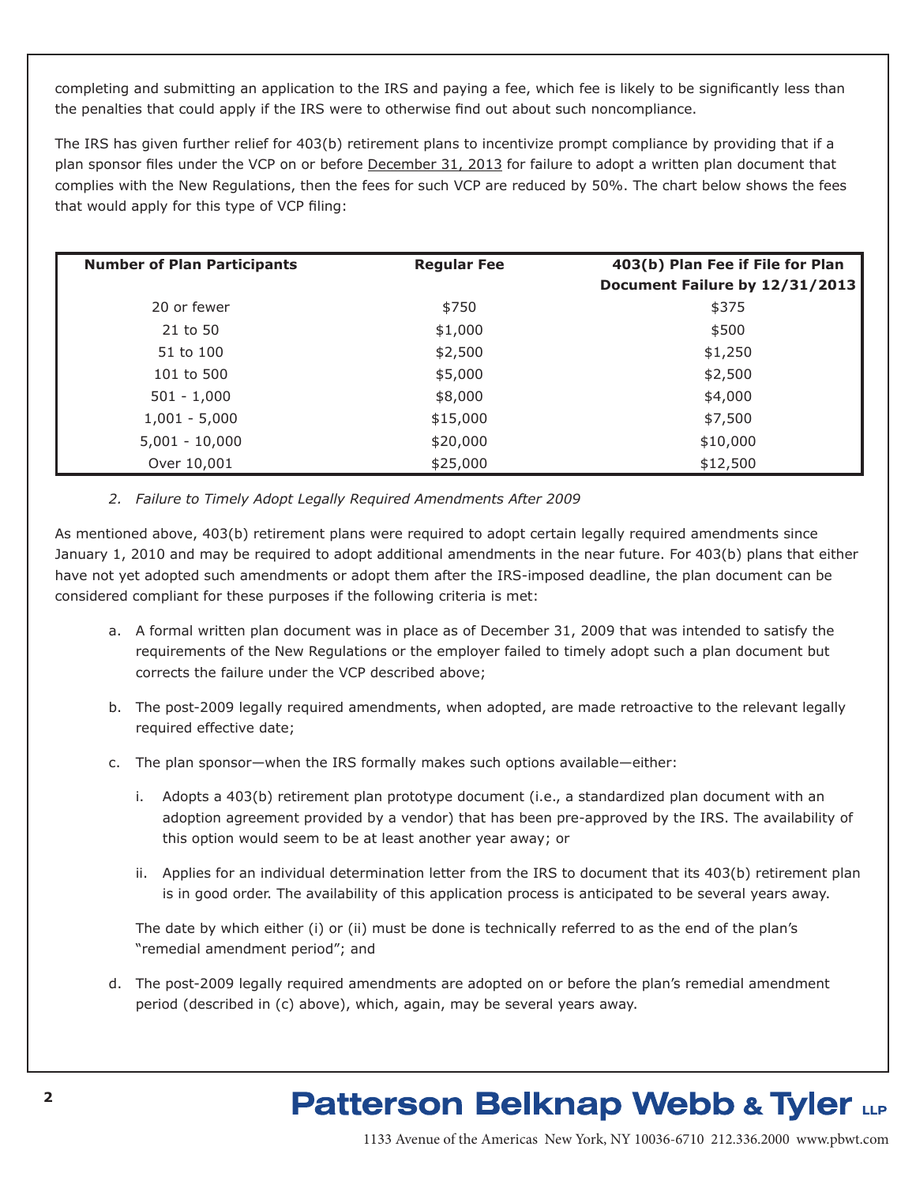completing and submitting an application to the IRS and paying a fee, which fee is likely to be significantly less than the penalties that could apply if the IRS were to otherwise find out about such noncompliance.

The IRS has given further relief for 403(b) retirement plans to incentivize prompt compliance by providing that if a plan sponsor files under the VCP on or before December 31, 2013 for failure to adopt a written plan document that complies with the New Regulations, then the fees for such VCP are reduced by 50%. The chart below shows the fees that would apply for this type of VCP filing:

| Number of Plan Participants | Regular Fee | 403(b) Plan Fee if File for Plan Document Failure by 12/31/2013 |
|---|---|---|
| 20 or fewer | $750 | $375 |
| 21 to 50 | $1,000 | $500 |
| 51 to 100 | $2,500 | $1,250 |
| 101 to 500 | $5,000 | $2,500 |
| 501 - 1,000 | $8,000 | $4,000 |
| 1,001 - 5,000 | $15,000 | $7,500 |
| 5,001 - 10,000 | $20,000 | $10,000 |
| Over 10,001 | $25,000 | $12,500 |

*2. Failure to Timely Adopt Legally Required Amendments After 2009*

As mentioned above, 403(b) retirement plans were required to adopt certain legally required amendments since January 1, 2010 and may be required to adopt additional amendments in the near future. For 403(b) plans that either have not yet adopted such amendments or adopt them after the IRS-imposed deadline, the plan document can be considered compliant for these purposes if the following criteria is met:

a. A formal written plan document was in place as of December 31, 2009 that was intended to satisfy the requirements of the New Regulations or the employer failed to timely adopt such a plan document but corrects the failure under the VCP described above;

b. The post-2009 legally required amendments, when adopted, are made retroactive to the relevant legally required effective date;

c. The plan sponsor—when the IRS formally makes such options available—either:

   i. Adopts a 403(b) retirement plan prototype document (i.e., a standardized plan document with an adoption agreement provided by a vendor) that has been pre-approved by the IRS. The availability of this option would seem to be at least another year away; or

   ii. Applies for an individual determination letter from the IRS to document that its 403(b) retirement plan is in good order. The availability of this application process is anticipated to be several years away.

   The date by which either (i) or (ii) must be done is technically referred to as the end of the plan's "remedial amendment period"; and

d. The post-2009 legally required amendments are adopted on or before the plan's remedial amendment period (described in (c) above), which, again, may be several years away.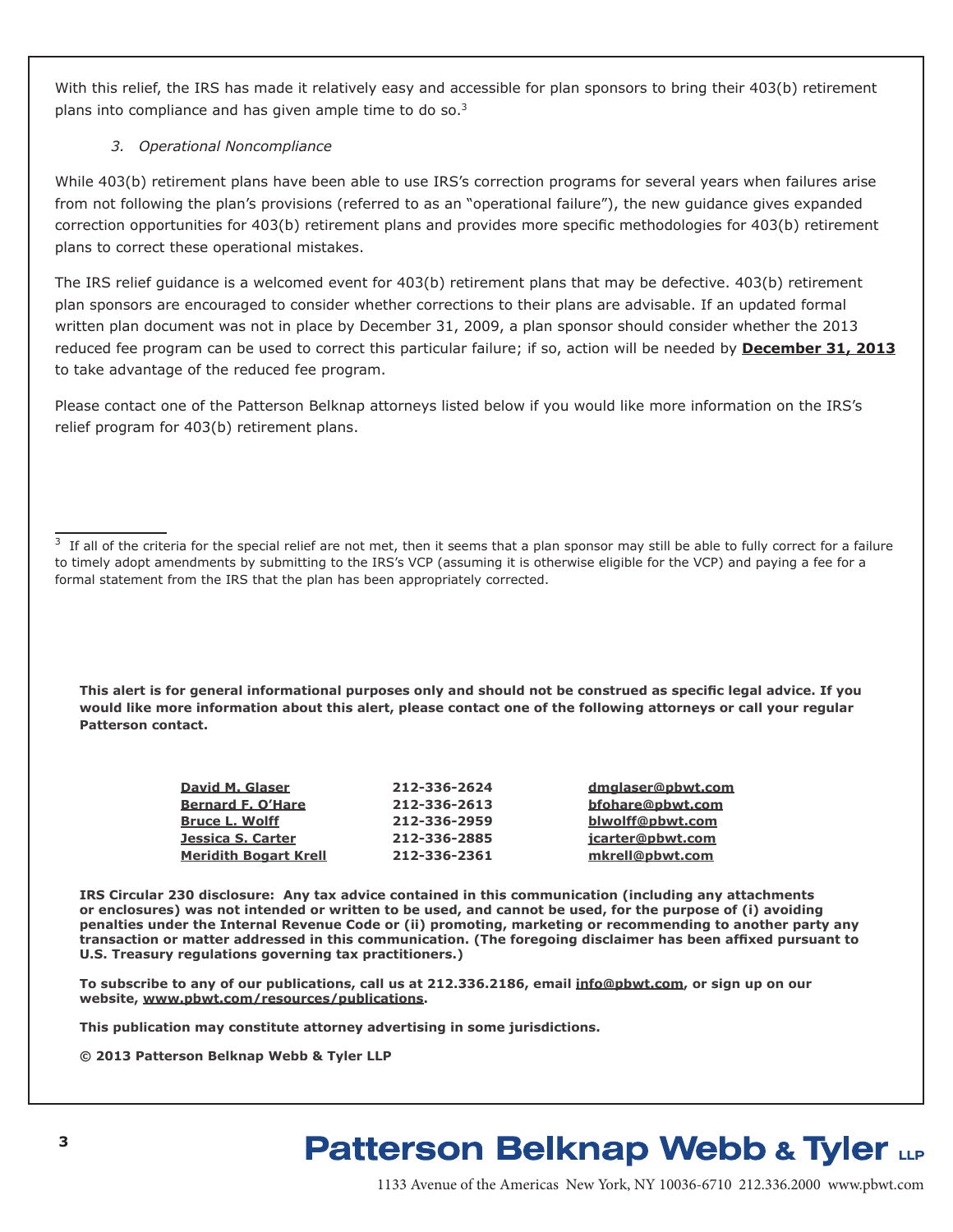With this relief, the IRS has made it relatively easy and accessible for plan sponsors to bring their 403(b) retirement plans into compliance and has given ample time to do so.[3]

*3. Operational Noncompliance*

While 403(b) retirement plans have been able to use IRS's correction programs for several years when failures arise from not following the plan's provisions (referred to as an "operational failure"), the new guidance gives expanded correction opportunities for 403(b) retirement plans and provides more specific methodologies for 403(b) retirement plans to correct these operational mistakes.

The IRS relief guidance is a welcomed event for 403(b) retirement plans that may be defective. 403(b) retirement plan sponsors are encouraged to consider whether corrections to their plans are advisable. If an updated formal written plan document was not in place by December 31, 2009, a plan sponsor should consider whether the 2013 reduced fee program can be used to correct this particular failure; if so, action will be needed by **December 31, 2013** to take advantage of the reduced fee program.

Please contact one of the Patterson Belknap attorneys listed below if you would like more information on the IRS's relief program for 403(b) retirement plans.

---

[3] If all of the criteria for the special relief are not met, then it seems that a plan sponsor may still be able to fully correct for a failure to timely adopt amendments by submitting to the IRS's VCP (assuming it is otherwise eligible for the VCP) and paying a fee for a formal statement from the IRS that the plan has been appropriately corrected.

**This alert is for general informational purposes only and should not be construed as specific legal advice. If you would like more information about this alert, please contact one of the following attorneys or call your regular Patterson contact.**

| | | |
|---|---|---|
| **David M. Glaser** | **212-336-2624** | **dmglaser@pbwt.com** |
| **Bernard F. O'Hare** | **212-336-2613** | **bfohare@pbwt.com** |
| **Bruce L. Wolff** | **212-336-2959** | **blwolff@pbwt.com** |
| **Jessica S. Carter** | **212-336-2885** | **jcarter@pbwt.com** |
| **Meridith Bogart Krell** | **212-336-2361** | **mkrell@pbwt.com** |

**IRS Circular 230 disclosure: Any tax advice contained in this communication (including any attachments or enclosures) was not intended or written to be used, and cannot be used, for the purpose of (i) avoiding penalties under the Internal Revenue Code or (ii) promoting, marketing or recommending to another party any transaction or matter addressed in this communication. (The foregoing disclaimer has been affixed pursuant to U.S. Treasury regulations governing tax practitioners.)**

**To subscribe to any of our publications, call us at 212.336.2186, email info@pbwt.com, or sign up on our website, www.pbwt.com/resources/publications.**

**This publication may constitute attorney advertising in some jurisdictions.**

**© 2013 Patterson Belknap Webb & Tyler LLP**

**Patterson Belknap Webb & Tyler LLP**

1133 Avenue of the Americas New York, NY 10036-6710 212.336.2000 www.pbwt.com